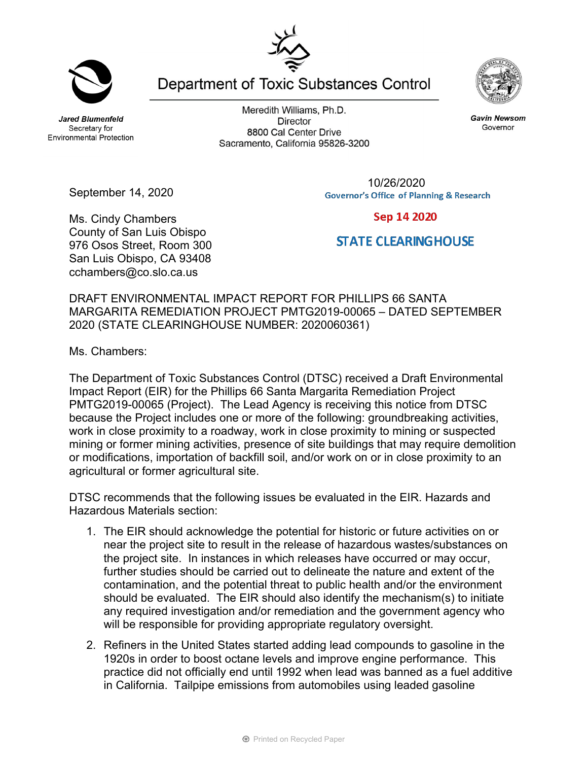Department of Toxic Substances Control

*Jared Blumenfeld*
Secretary for
Environmental Protection

Meredith Williams, Ph.D.
Director
8800 Cal Center Drive
Sacramento, California 95826-3200

*Gavin Newsom*
Governor

September 14, 2020

10/26/2020
Governor's Office of Planning & Research

Sep 14 2020

STATE CLEARINGHOUSE

Ms. Cindy Chambers
County of San Luis Obispo
976 Osos Street, Room 300
San Luis Obispo, CA 93408
cchambers@co.slo.ca.us

DRAFT ENVIRONMENTAL IMPACT REPORT FOR PHILLIPS 66 SANTA MARGARITA REMEDIATION PROJECT PMTG2019-00065 – DATED SEPTEMBER 2020 (STATE CLEARINGHOUSE NUMBER: 2020060361)

Ms. Chambers:

The Department of Toxic Substances Control (DTSC) received a Draft Environmental Impact Report (EIR) for the Phillips 66 Santa Margarita Remediation Project PMTG2019-00065 (Project). The Lead Agency is receiving this notice from DTSC because the Project includes one or more of the following: groundbreaking activities, work in close proximity to a roadway, work in close proximity to mining or suspected mining or former mining activities, presence of site buildings that may require demolition or modifications, importation of backfill soil, and/or work on or in close proximity to an agricultural or former agricultural site.

DTSC recommends that the following issues be evaluated in the EIR. Hazards and Hazardous Materials section:

1. The EIR should acknowledge the potential for historic or future activities on or near the project site to result in the release of hazardous wastes/substances on the project site. In instances in which releases have occurred or may occur, further studies should be carried out to delineate the nature and extent of the contamination, and the potential threat to public health and/or the environment should be evaluated. The EIR should also identify the mechanism(s) to initiate any required investigation and/or remediation and the government agency who will be responsible for providing appropriate regulatory oversight.

2. Refiners in the United States started adding lead compounds to gasoline in the 1920s in order to boost octane levels and improve engine performance. This practice did not officially end until 1992 when lead was banned as a fuel additive in California. Tailpipe emissions from automobiles using leaded gasoline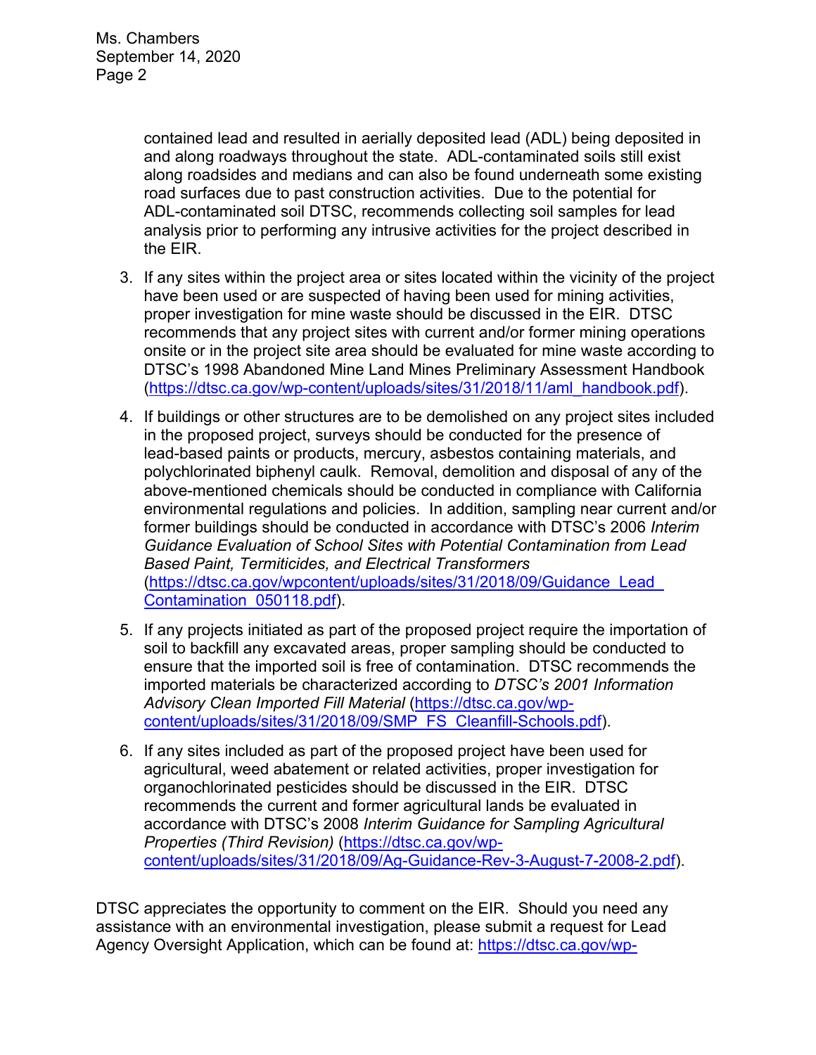contained lead and resulted in aerially deposited lead (ADL) being deposited in and along roadways throughout the state. ADL-contaminated soils still exist along roadsides and medians and can also be found underneath some existing road surfaces due to past construction activities. Due to the potential for ADL-contaminated soil DTSC, recommends collecting soil samples for lead analysis prior to performing any intrusive activities for the project described in the EIR.

3. If any sites within the project area or sites located within the vicinity of the project have been used or are suspected of having been used for mining activities, proper investigation for mine waste should be discussed in the EIR. DTSC recommends that any project sites with current and/or former mining operations onsite or in the project site area should be evaluated for mine waste according to DTSC's 1998 Abandoned Mine Land Mines Preliminary Assessment Handbook (https://dtsc.ca.gov/wp-content/uploads/sites/31/2018/11/aml_handbook.pdf).

4. If buildings or other structures are to be demolished on any project sites included in the proposed project, surveys should be conducted for the presence of lead-based paints or products, mercury, asbestos containing materials, and polychlorinated biphenyl caulk. Removal, demolition and disposal of any of the above-mentioned chemicals should be conducted in compliance with California environmental regulations and policies. In addition, sampling near current and/or former buildings should be conducted in accordance with DTSC's 2006 *Interim Guidance Evaluation of School Sites with Potential Contamination from Lead Based Paint, Termiticides, and Electrical Transformers* (https://dtsc.ca.gov/wpcontent/uploads/sites/31/2018/09/Guidance_Lead_Contamination_050118.pdf).

5. If any projects initiated as part of the proposed project require the importation of soil to backfill any excavated areas, proper sampling should be conducted to ensure that the imported soil is free of contamination. DTSC recommends the imported materials be characterized according to *DTSC's 2001 Information Advisory Clean Imported Fill Material* (https://dtsc.ca.gov/wp-content/uploads/sites/31/2018/09/SMP_FS_Cleanfill-Schools.pdf).

6. If any sites included as part of the proposed project have been used for agricultural, weed abatement or related activities, proper investigation for organochlorinated pesticides should be discussed in the EIR. DTSC recommends the current and former agricultural lands be evaluated in accordance with DTSC's 2008 *Interim Guidance for Sampling Agricultural Properties (Third Revision)* (https://dtsc.ca.gov/wp-content/uploads/sites/31/2018/09/Ag-Guidance-Rev-3-August-7-2008-2.pdf).

DTSC appreciates the opportunity to comment on the EIR. Should you need any assistance with an environmental investigation, please submit a request for Lead Agency Oversight Application, which can be found at: https://dtsc.ca.gov/wp-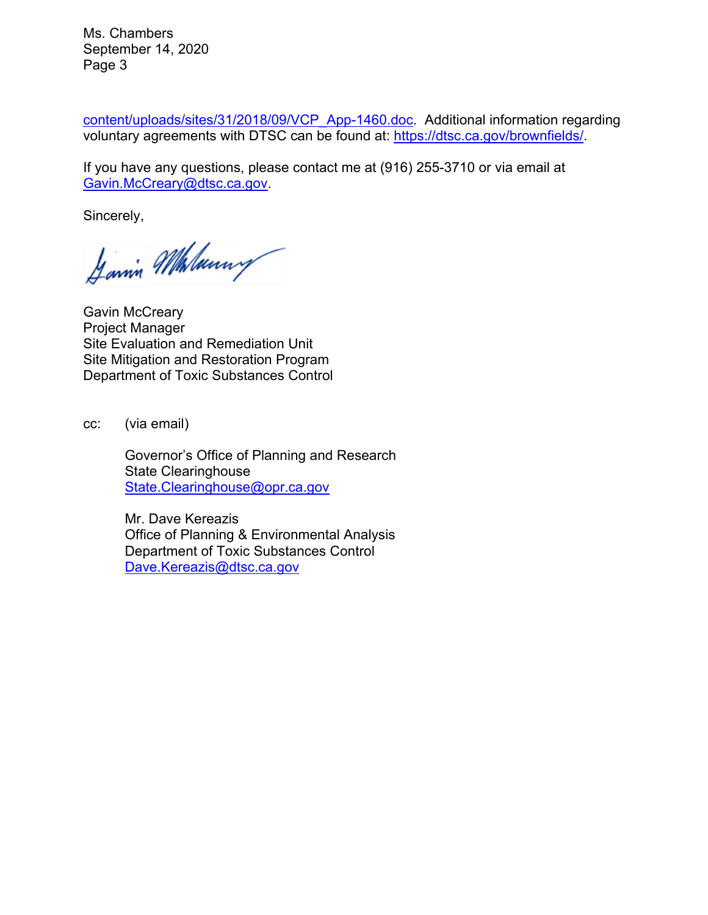content/uploads/sites/31/2018/09/VCP_App-1460.doc. Additional information regarding voluntary agreements with DTSC can be found at: https://dtsc.ca.gov/brownfields/.

If you have any questions, please contact me at (916) 255-3710 or via email at Gavin.McCreary@dtsc.ca.gov.

Sincerely,

Gavin McCreary
Project Manager
Site Evaluation and Remediation Unit
Site Mitigation and Restoration Program
Department of Toxic Substances Control

cc: (via email)

Governor's Office of Planning and Research
State Clearinghouse
State.Clearinghouse@opr.ca.gov

Mr. Dave Kereazis
Office of Planning & Environmental Analysis
Department of Toxic Substances Control
Dave.Kereazis@dtsc.ca.gov